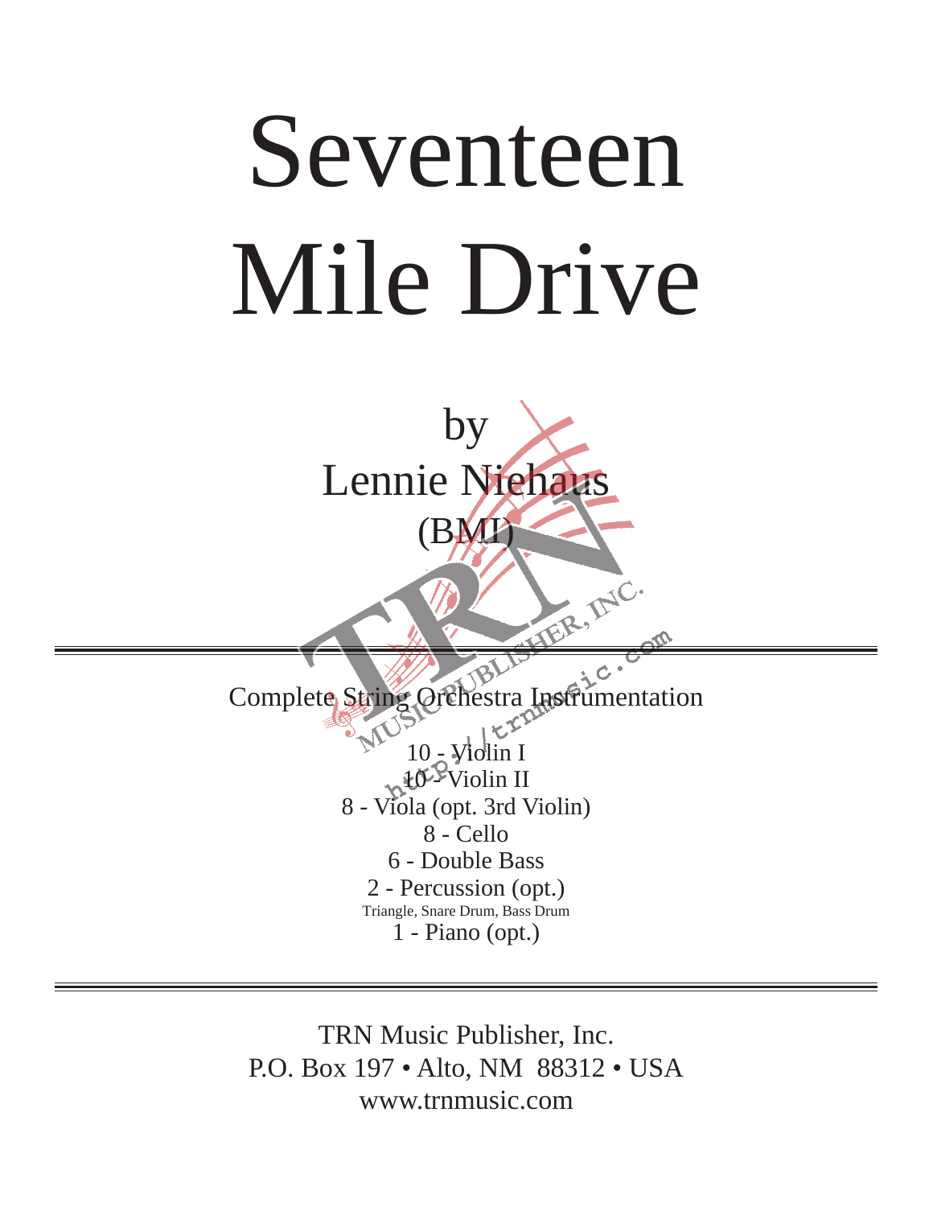# Seventeen Mile Drive

by

Lennie Niehaus

(BMI)

---

Complete String Orchestra Instrumentation

10 - Violin I
10 - Violin II
8 - Viola (opt. 3rd Violin)
8 - Cello
6 - Double Bass
2 - Percussion (opt.)
Triangle, Snare Drum, Bass Drum
1 - Piano (opt.)

---

TRN Music Publisher, Inc.
P.O. Box 197 • Alto, NM 88312 • USA
www.trnmusic.com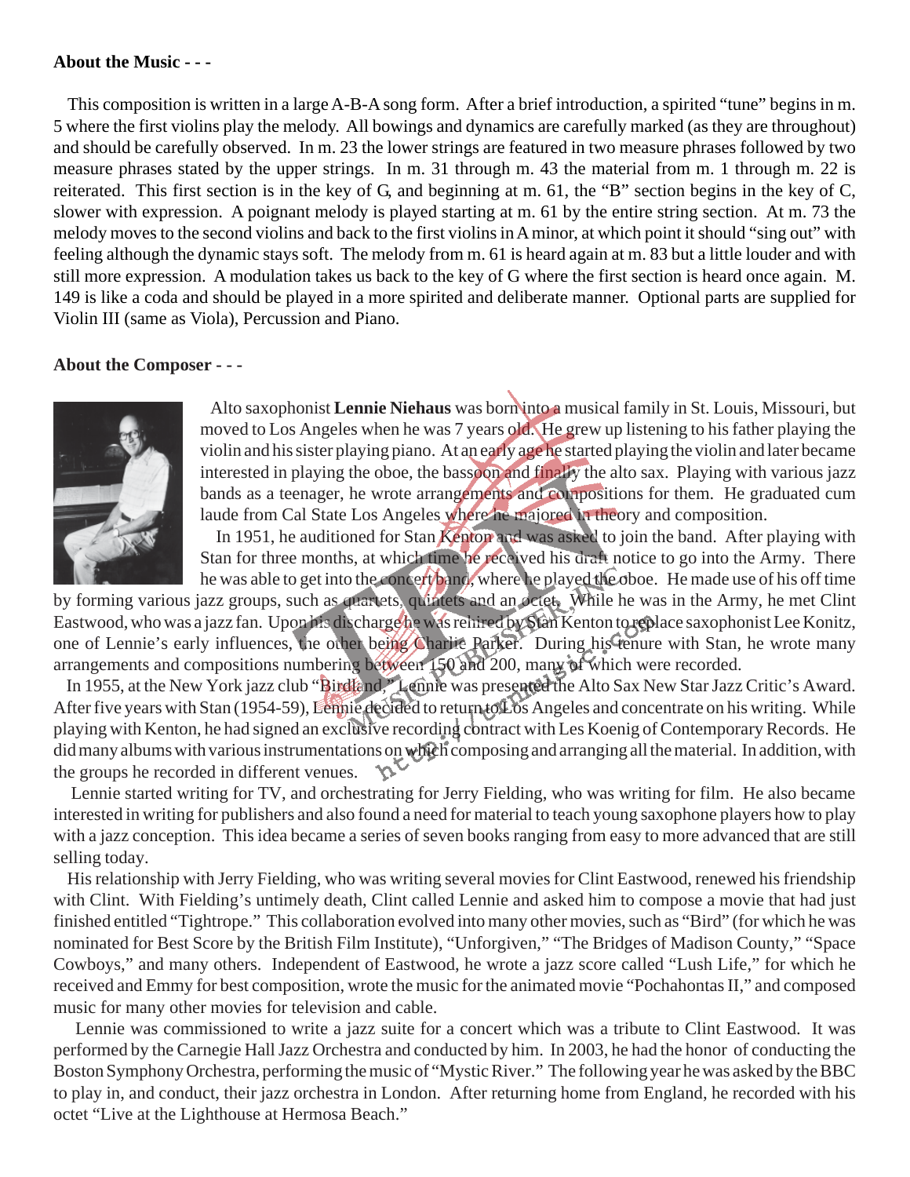**About the Music - - -**

This composition is written in a large A-B-A song form. After a brief introduction, a spirited "tune" begins in m. 5 where the first violins play the melody. All bowings and dynamics are carefully marked (as they are throughout) and should be carefully observed. In m. 23 the lower strings are featured in two measure phrases followed by two measure phrases stated by the upper strings. In m. 31 through m. 43 the material from m. 1 through m. 22 is reiterated. This first section is in the key of G, and beginning at m. 61, the "B" section begins in the key of C, slower with expression. A poignant melody is played starting at m. 61 by the entire string section. At m. 73 the melody moves to the second violins and back to the first violins in A minor, at which point it should "sing out" with feeling although the dynamic stays soft. The melody from m. 61 is heard again at m. 83 but a little louder and with still more expression. A modulation takes us back to the key of G where the first section is heard once again. M. 149 is like a coda and should be played in a more spirited and deliberate manner. Optional parts are supplied for Violin III (same as Viola), Percussion and Piano.

**About the Composer - - -**

Alto saxophonist **Lennie Niehaus** was born into a musical family in St. Louis, Missouri, but moved to Los Angeles when he was 7 years old. He grew up listening to his father playing the violin and his sister playing piano. At an early age he started playing the violin and later became interested in playing the oboe, the bassoon and finally the alto sax. Playing with various jazz bands as a teenager, he wrote arrangements and compositions for them. He graduated cum laude from Cal State Los Angeles where he majored in theory and composition.

In 1951, he auditioned for Stan Kenton and was asked to join the band. After playing with Stan for three months, at which time he received his draft notice to go into the Army. There he was able to get into the concert band, where he played the oboe. He made use of his off time by forming various jazz groups, such as quartets, quintets and an octet. While he was in the Army, he met Clint Eastwood, who was a jazz fan. Upon his discharge he was rehired by Stan Kenton to replace saxophonist Lee Konitz, one of Lennie's early influences, the other being Charlie Parker. During his tenure with Stan, he wrote many arrangements and compositions numbering between 150 and 200, many of which were recorded.

In 1955, at the New York jazz club "Birdland," Lennie was presented the Alto Sax New Star Jazz Critic's Award. After five years with Stan (1954-59), Lennie decided to return to Los Angeles and concentrate on his writing. While playing with Kenton, he had signed an exclusive recording contract with Les Koenig of Contemporary Records. He did many albums with various instrumentations on which composing and arranging all the material. In addition, with the groups he recorded in different venues.

Lennie started writing for TV, and orchestrating for Jerry Fielding, who was writing for film. He also became interested in writing for publishers and also found a need for material to teach young saxophone players how to play with a jazz conception. This idea became a series of seven books ranging from easy to more advanced that are still selling today.

His relationship with Jerry Fielding, who was writing several movies for Clint Eastwood, renewed his friendship with Clint. With Fielding's untimely death, Clint called Lennie and asked him to compose a movie that had just finished entitled "Tightrope." This collaboration evolved into many other movies, such as "Bird" (for which he was nominated for Best Score by the British Film Institute), "Unforgiven," "The Bridges of Madison County," "Space Cowboys," and many others. Independent of Eastwood, he wrote a jazz score called "Lush Life," for which he received and Emmy for best composition, wrote the music for the animated movie "Pochahontas II," and composed music for many other movies for television and cable.

Lennie was commissioned to write a jazz suite for a concert which was a tribute to Clint Eastwood. It was performed by the Carnegie Hall Jazz Orchestra and conducted by him. In 2003, he had the honor of conducting the Boston Symphony Orchestra, performing the music of "Mystic River." The following year he was asked by the BBC to play in, and conduct, their jazz orchestra in London. After returning home from England, he recorded with his octet "Live at the Lighthouse at Hermosa Beach."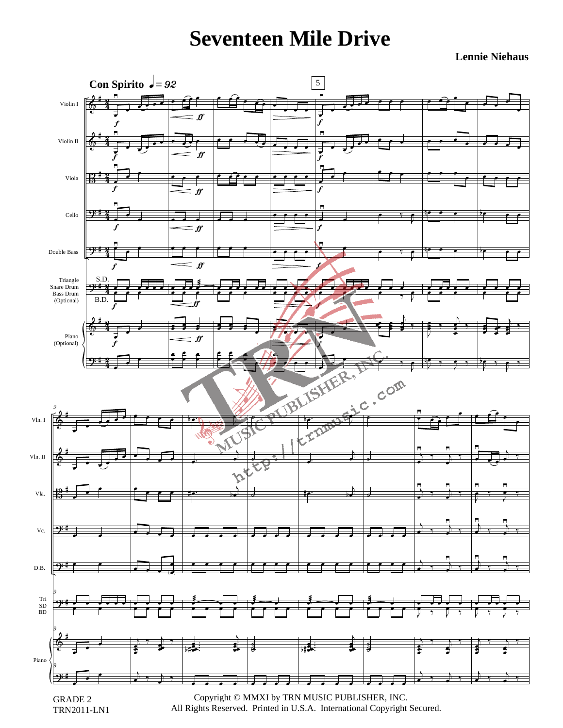# Seventeen Mile Drive

**Lennie Niehaus**

GRADE 2
TRN2011-LN1

Copyright © MMXI by TRN MUSIC PUBLISHER, INC.
All Rights Reserved. Printed in U.S.A. International Copyright Secured.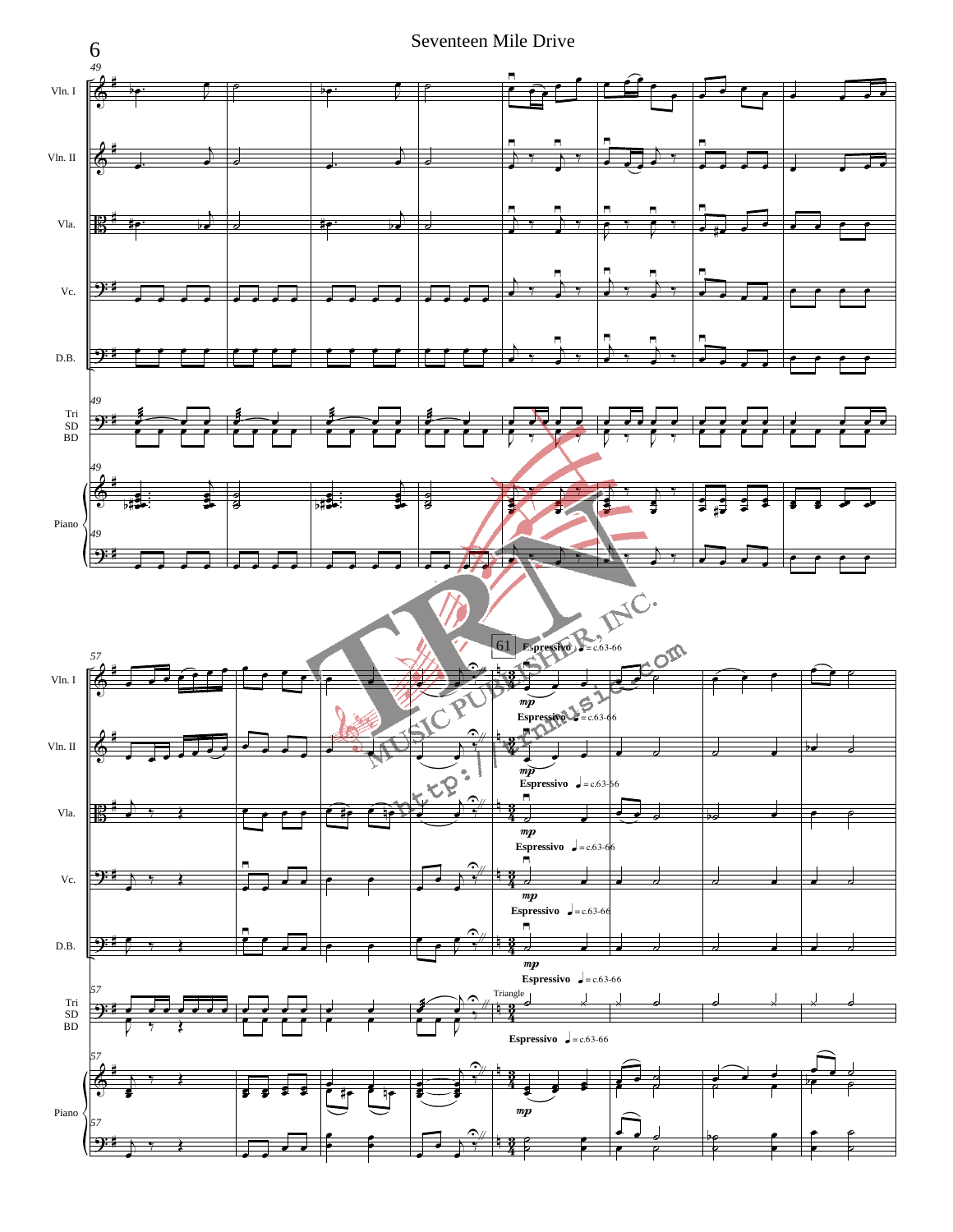Seventeen Mile Drive

61

Espressivo ♩ = c.63-66

*mp*

Triangle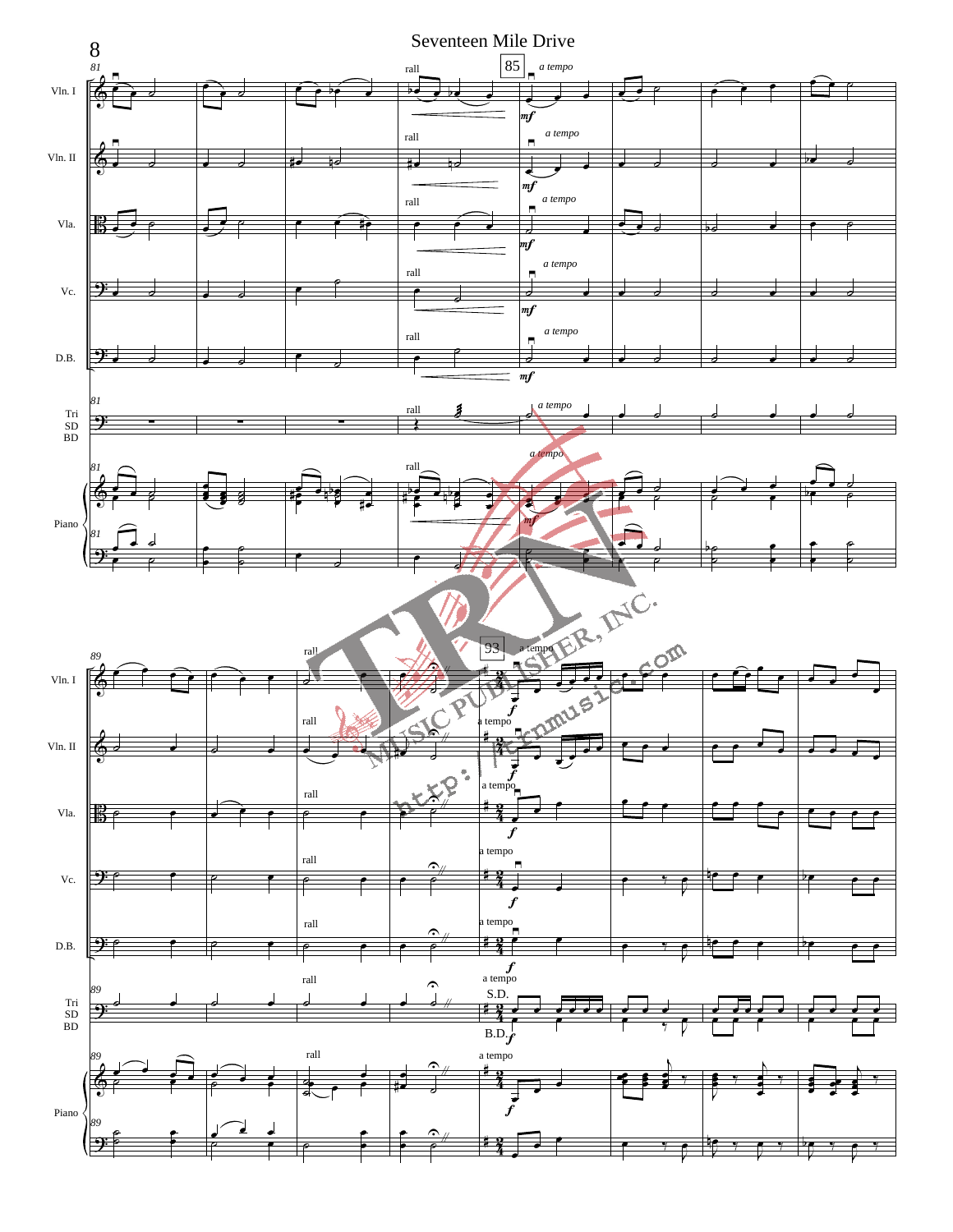Seventeen Mile Drive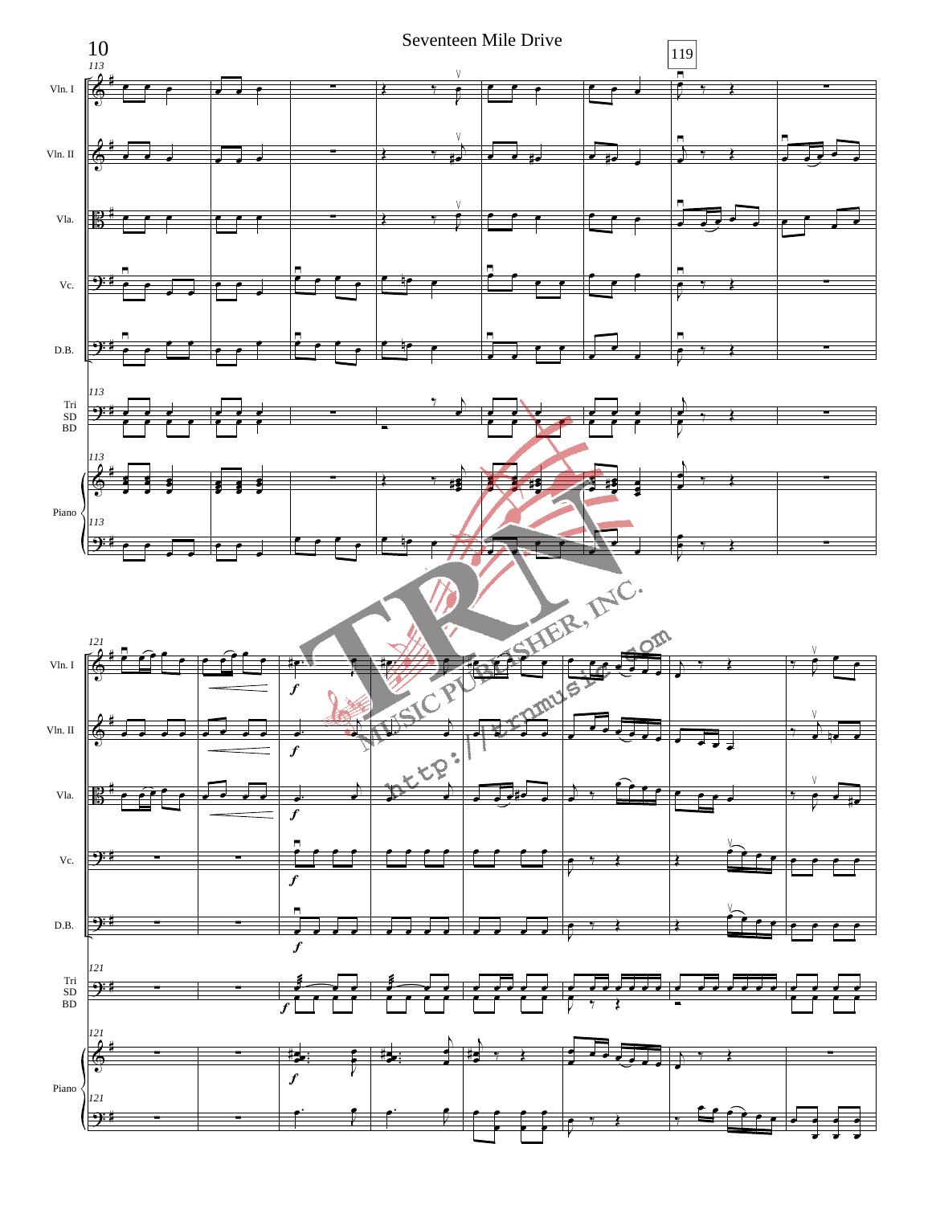Seventeen Mile Drive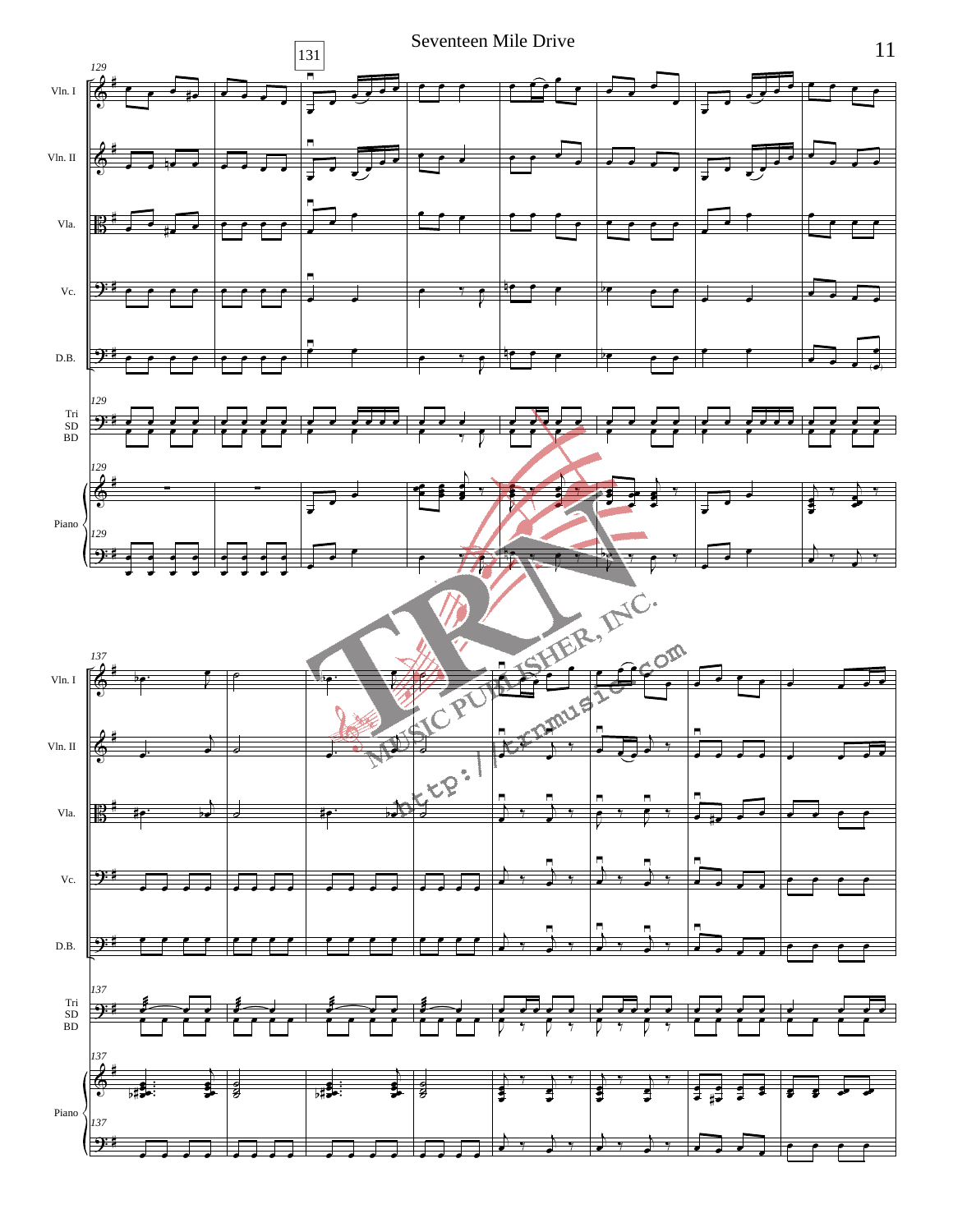# Seventeen Mile Drive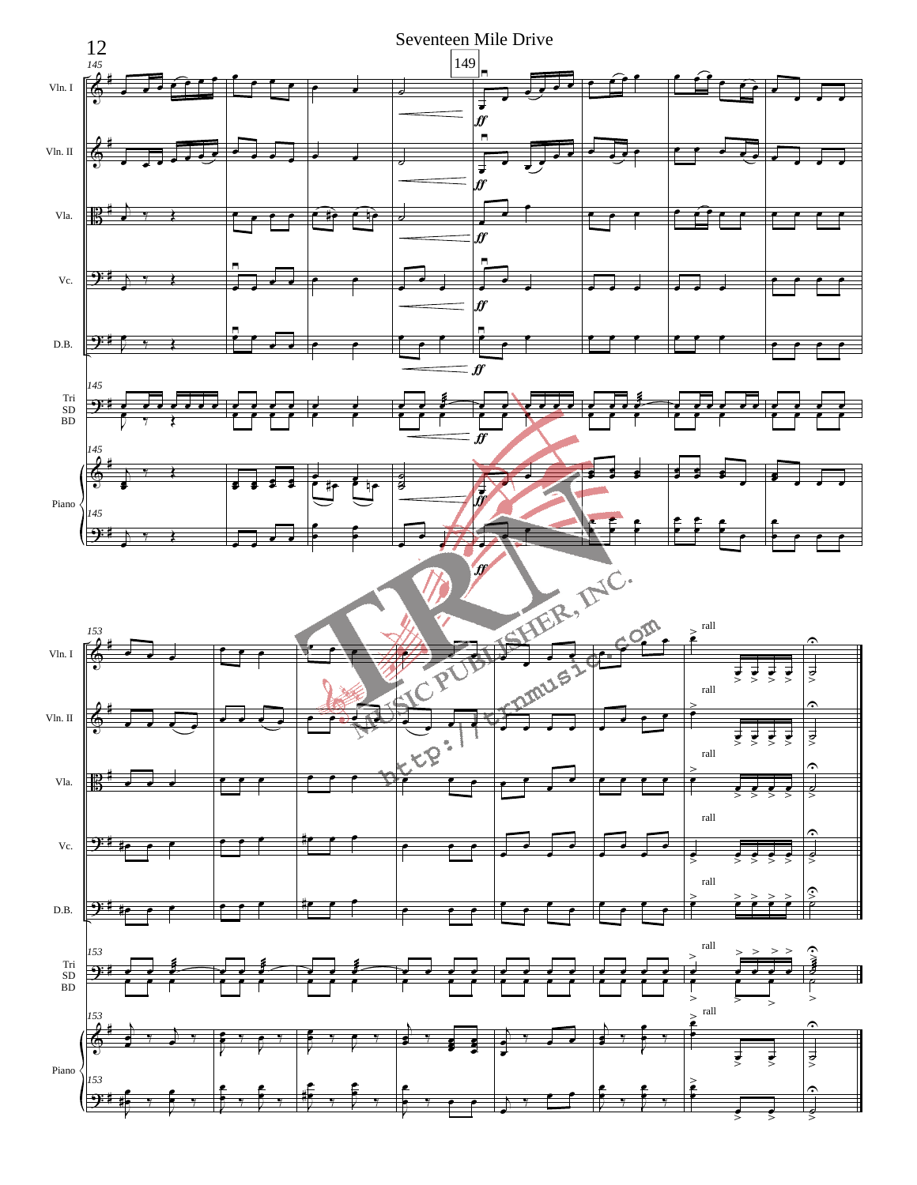# Seventeen Mile Drive